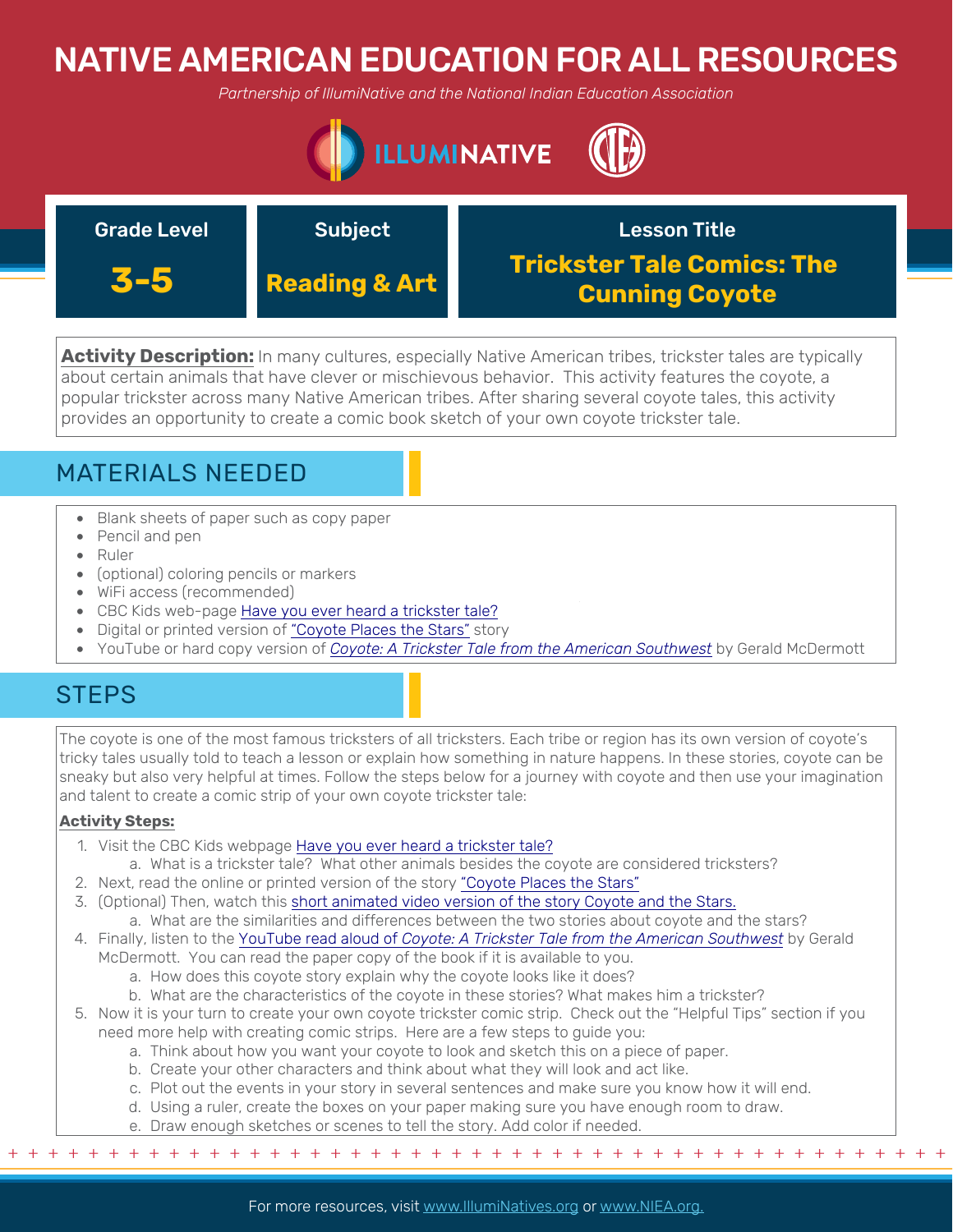# NATIVE AMERICAN EDUCATION FOR ALL RESOURCES

*Partnership of IllumiNative and the National Indian Education Association*

| Grade Level | Subject | Lesson Title |
| --- | --- | --- |
| **3-5** | **Reading & Art** | **Trickster Tale Comics: The Cunning Coyote** |

**Activity Description:** In many cultures, especially Native American tribes, trickster tales are typically about certain animals that have clever or mischievous behavior. This activity features the coyote, a popular trickster across many Native American tribes. After sharing several coyote tales, this activity provides an opportunity to create a comic book sketch of your own coyote trickster tale.

## MATERIALS NEEDED

- Blank sheets of paper such as copy paper
- Pencil and pen
- Ruler
- (optional) coloring pencils or markers
- WiFi access (recommended)
- CBC Kids web-page Have you ever heard a trickster tale?
- Digital or printed version of "Coyote Places the Stars" story
- YouTube or hard copy version of *Coyote: A Trickster Tale from the American Southwest* by Gerald McDermott

## STEPS

The coyote is one of the most famous tricksters of all tricksters. Each tribe or region has its own version of coyote's tricky tales usually told to teach a lesson or explain how something in nature happens. In these stories, coyote can be sneaky but also very helpful at times. Follow the steps below for a journey with coyote and then use your imagination and talent to create a comic strip of your own coyote trickster tale:

**Activity Steps:**

1. Visit the CBC Kids webpage Have you ever heard a trickster tale?
   a. What is a trickster tale? What other animals besides the coyote are considered tricksters?
2. Next, read the online or printed version of the story "Coyote Places the Stars"
3. (Optional) Then, watch this short animated video version of the story Coyote and the Stars.
   a. What are the similarities and differences between the two stories about coyote and the stars?
4. Finally, listen to the YouTube read aloud of *Coyote: A Trickster Tale from the American Southwest* by Gerald McDermott. You can read the paper copy of the book if it is available to you.
   a. How does this coyote story explain why the coyote looks like it does?
   b. What are the characteristics of the coyote in these stories? What makes him a trickster?
5. Now it is your turn to create your own coyote trickster comic strip. Check out the "Helpful Tips" section if you need more help with creating comic strips. Here are a few steps to guide you:
   a. Think about how you want your coyote to look and sketch this on a piece of paper.
   b. Create your other characters and think about what they will look and act like.
   c. Plot out the events in your story in several sentences and make sure you know how it will end.
   d. Using a ruler, create the boxes on your paper making sure you have enough room to draw.
   e. Draw enough sketches or scenes to tell the story. Add color if needed.

For more resources, visit www.IllumiNatives.org or www.NIEA.org.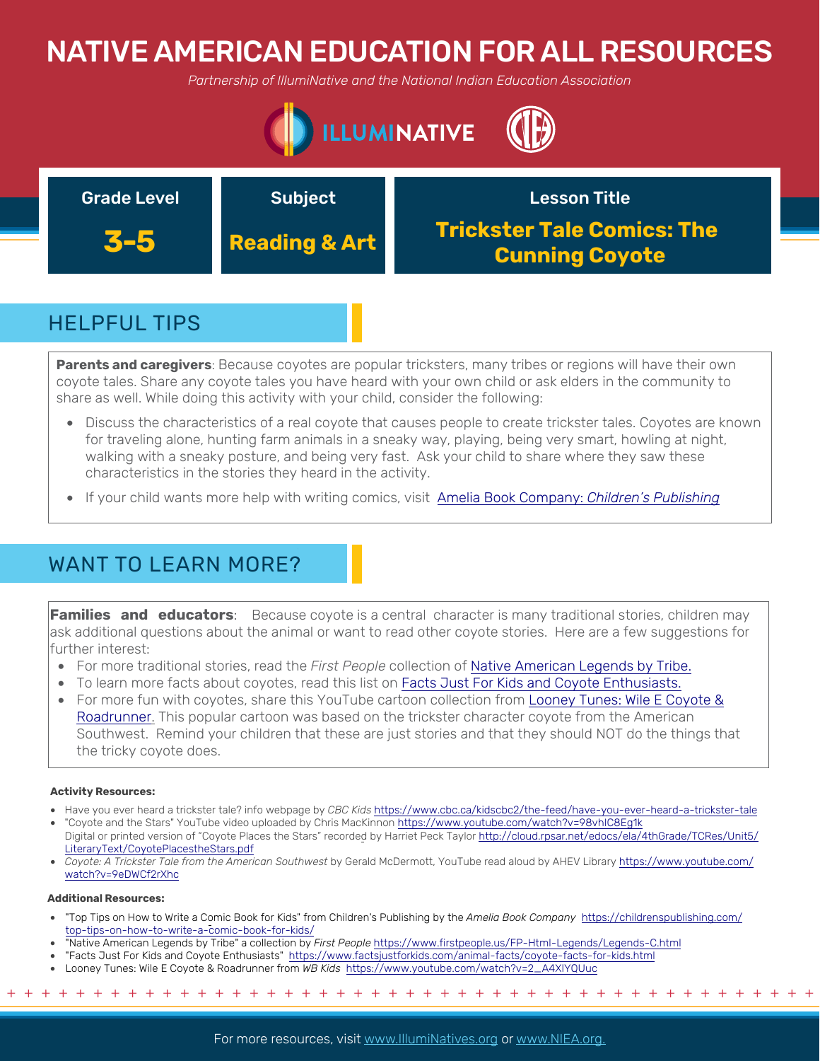# NATIVE AMERICAN EDUCATION FOR ALL RESOURCES

*Partnership of IllumiNative and the National Indian Education Association*

| Grade Level | Subject | Lesson Title |
| --- | --- | --- |
| **3-5** | **Reading & Art** | **Trickster Tale Comics: The Cunning Coyote** |

## HELPFUL TIPS

**Parents and caregivers**: Because coyotes are popular tricksters, many tribes or regions will have their own coyote tales. Share any coyote tales you have heard with your own child or ask elders in the community to share as well. While doing this activity with your child, consider the following:

- Discuss the characteristics of a real coyote that causes people to create trickster tales. Coyotes are known for traveling alone, hunting farm animals in a sneaky way, playing, being very smart, howling at night, walking with a sneaky posture, and being very fast. Ask your child to share where they saw these characteristics in the stories they heard in the activity.
- If your child wants more help with writing comics, visit Amelia Book Company: *Children's Publishing*

## WANT TO LEARN MORE?

**Families and educators**: Because coyote is a central character is many traditional stories, children may ask additional questions about the animal or want to read other coyote stories. Here are a few suggestions for further interest:

- For more traditional stories, read the *First People* collection of Native American Legends by Tribe.
- To learn more facts about coyotes, read this list on Facts Just For Kids and Coyote Enthusiasts.
- For more fun with coyotes, share this YouTube cartoon collection from Looney Tunes: Wile E Coyote & Roadrunner. This popular cartoon was based on the trickster character coyote from the American Southwest. Remind your children that these are just stories and that they should NOT do the things that the tricky coyote does.

**Activity Resources:**

- Have you ever heard a trickster tale? info webpage by *CBC Kids* https://www.cbc.ca/kidscbc2/the-feed/have-you-ever-heard-a-trickster-tale
- "Coyote and the Stars" YouTube video uploaded by Chris MacKinnon https://www.youtube.com/watch?v=98vhlC8Eg1k
  Digital or printed version of "Coyote Places the Stars" recorded by Harriet Peck Taylor http://cloud.rpsar.net/edocs/ela/4thGrade/TCRes/Unit5/LiteraryText/CoyotePlacestheStars.pdf
- *Coyote: A Trickster Tale from the American Southwest* by Gerald McDermott, YouTube read aloud by AHEV Library https://www.youtube.com/watch?v=9eDWCf2rXhc

**Additional Resources:**

- "Top Tips on How to Write a Comic Book for Kids" from Children's Publishing by the *Amelia Book Company* https://childrenspublishing.com/top-tips-on-how-to-write-a-comic-book-for-kids/
- "Native American Legends by Tribe" a collection by *First People* https://www.firstpeople.us/FP-Html-Legends/Legends-C.html
- "Facts Just For Kids and Coyote Enthusiasts" https://www.factsjustforkids.com/animal-facts/coyote-facts-for-kids.html
- Looney Tunes: Wile E Coyote & Roadrunner from *WB Kids* https://www.youtube.com/watch?v=2_A4XlYQUuc

For more resources, visit www.IllumiNatives.org or www.NIEA.org.